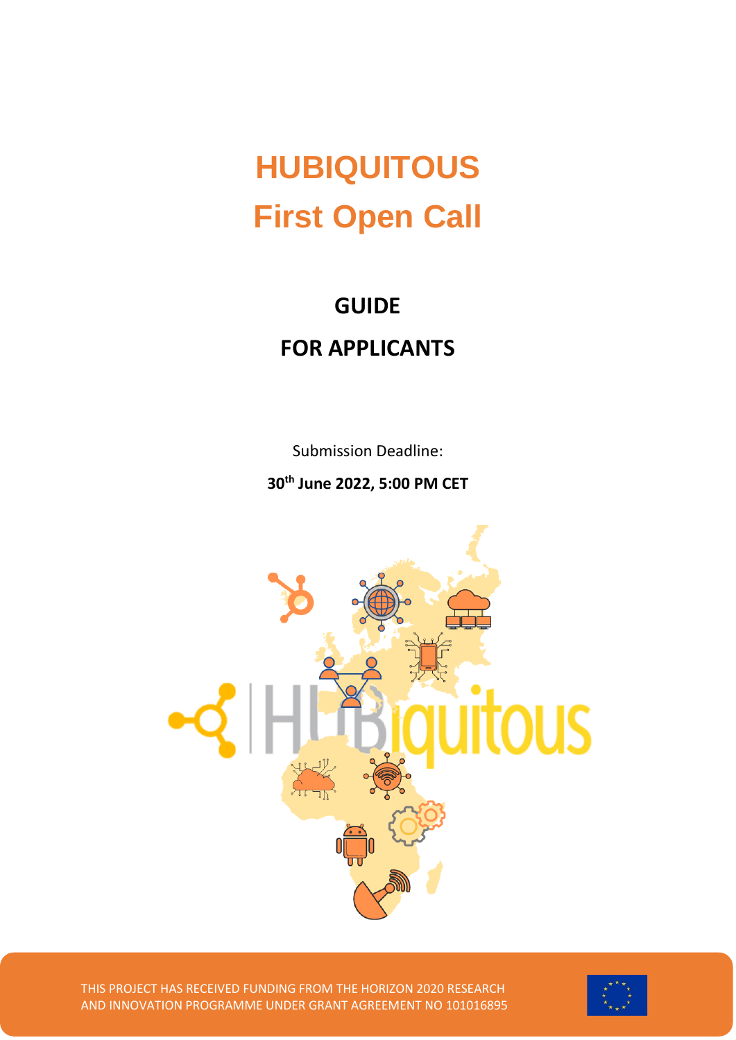# HUBIQUITOUS
# First Open Call

## GUIDE
## FOR APPLICANTS

Submission Deadline:

**30th June 2022, 5:00 PM CET**

THIS PROJECT HAS RECEIVED FUNDING FROM THE HORIZON 2020 RESEARCH AND INNOVATION PROGRAMME UNDER GRANT AGREEMENT NO 101016895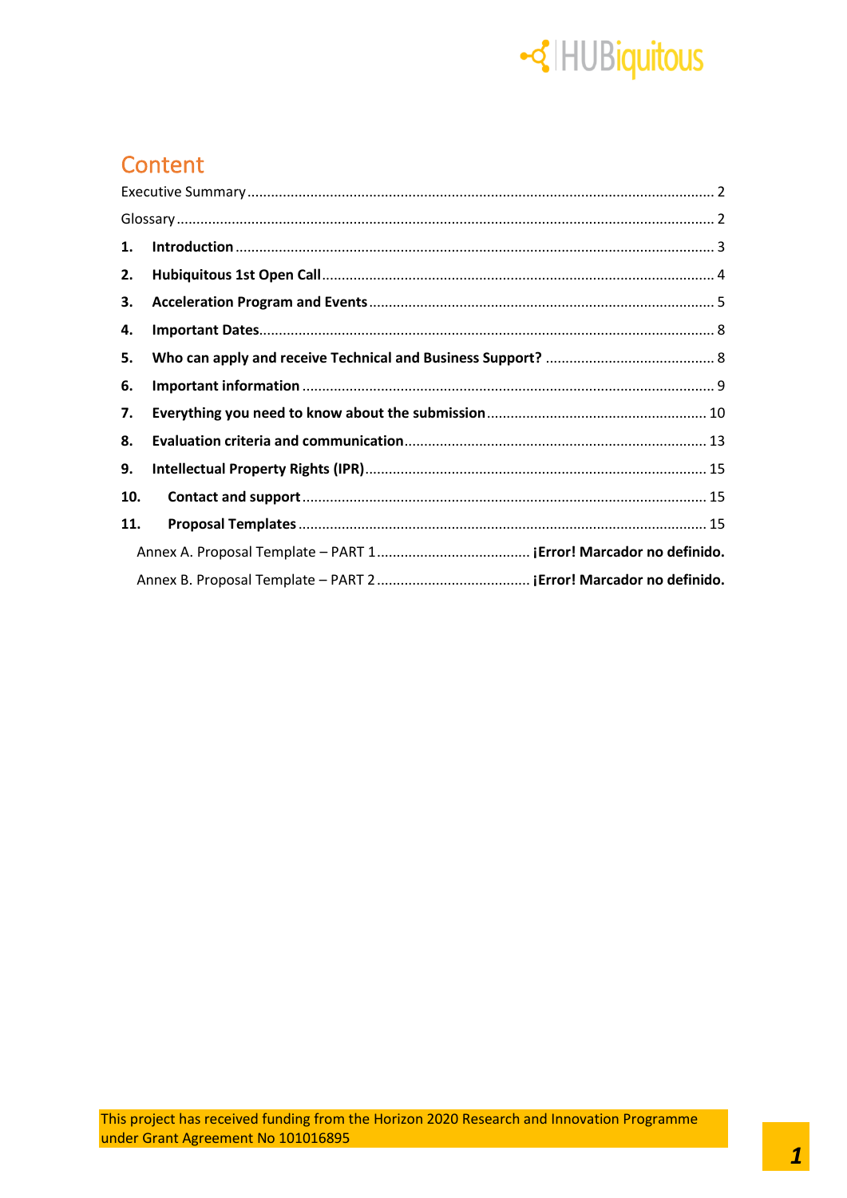# Content

Executive Summary ........ 2

Glossary ........ 2

**1. Introduction** ........ 3

**2. Hubiquitous 1st Open Call** ........ 4

**3. Acceleration Program and Events** ........ 5

**4. Important Dates** ........ 8

**5. Who can apply and receive Technical and Business Support?** ........ 8

**6. Important information** ........ 9

**7. Everything you need to know about the submission** ........ 10

**8. Evaluation criteria and communication** ........ 13

**9. Intellectual Property Rights (IPR)** ........ 15

**10. Contact and support** ........ 15

**11. Proposal Templates** ........ 15

Annex A. Proposal Template – PART 1 ........ **¡Error! Marcador no definido.**

Annex B. Proposal Template – PART 2 ........ **¡Error! Marcador no definido.**

This project has received funding from the Horizon 2020 Research and Innovation Programme under Grant Agreement No 101016895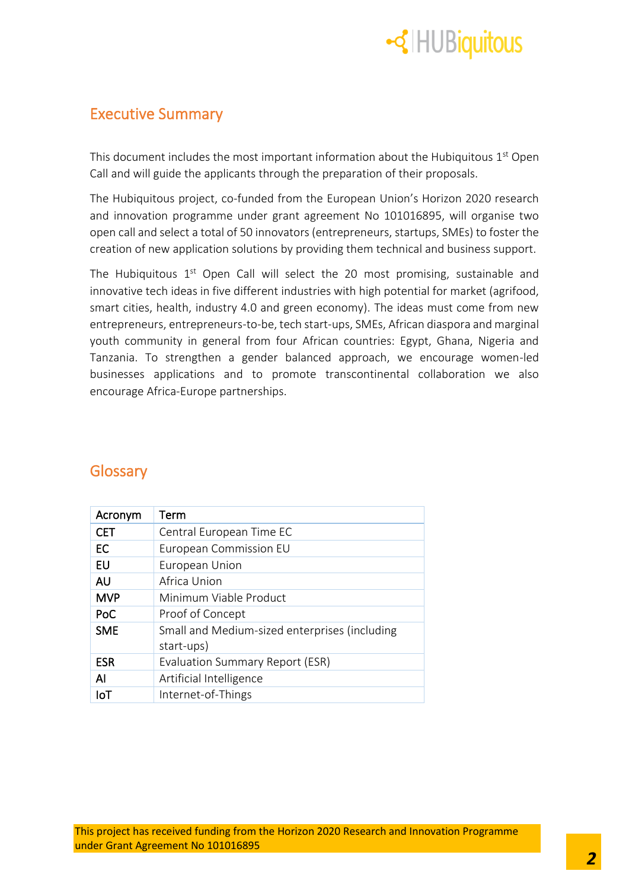## Executive Summary

This document includes the most important information about the Hubiquitous 1st Open Call and will guide the applicants through the preparation of their proposals.

The Hubiquitous project, co-funded from the European Union's Horizon 2020 research and innovation programme under grant agreement No 101016895, will organise two open call and select a total of 50 innovators (entrepreneurs, startups, SMEs) to foster the creation of new application solutions by providing them technical and business support.

The Hubiquitous 1st Open Call will select the 20 most promising, sustainable and innovative tech ideas in five different industries with high potential for market (agrifood, smart cities, health, industry 4.0 and green economy). The ideas must come from new entrepreneurs, entrepreneurs-to-be, tech start-ups, SMEs, African diaspora and marginal youth community in general from four African countries: Egypt, Ghana, Nigeria and Tanzania. To strengthen a gender balanced approach, we encourage women-led businesses applications and to promote transcontinental collaboration we also encourage Africa-Europe partnerships.

## Glossary

| Acronym | Term |
| --- | --- |
| **CET** | Central European Time EC |
| **EC** | European Commission EU |
| **EU** | European Union |
| **AU** | Africa Union |
| **MVP** | Minimum Viable Product |
| **PoC** | Proof of Concept |
| **SME** | Small and Medium-sized enterprises (including start-ups) |
| **ESR** | Evaluation Summary Report (ESR) |
| **AI** | Artificial Intelligence |
| **IoT** | Internet-of-Things |

This project has received funding from the Horizon 2020 Research and Innovation Programme under Grant Agreement No 101016895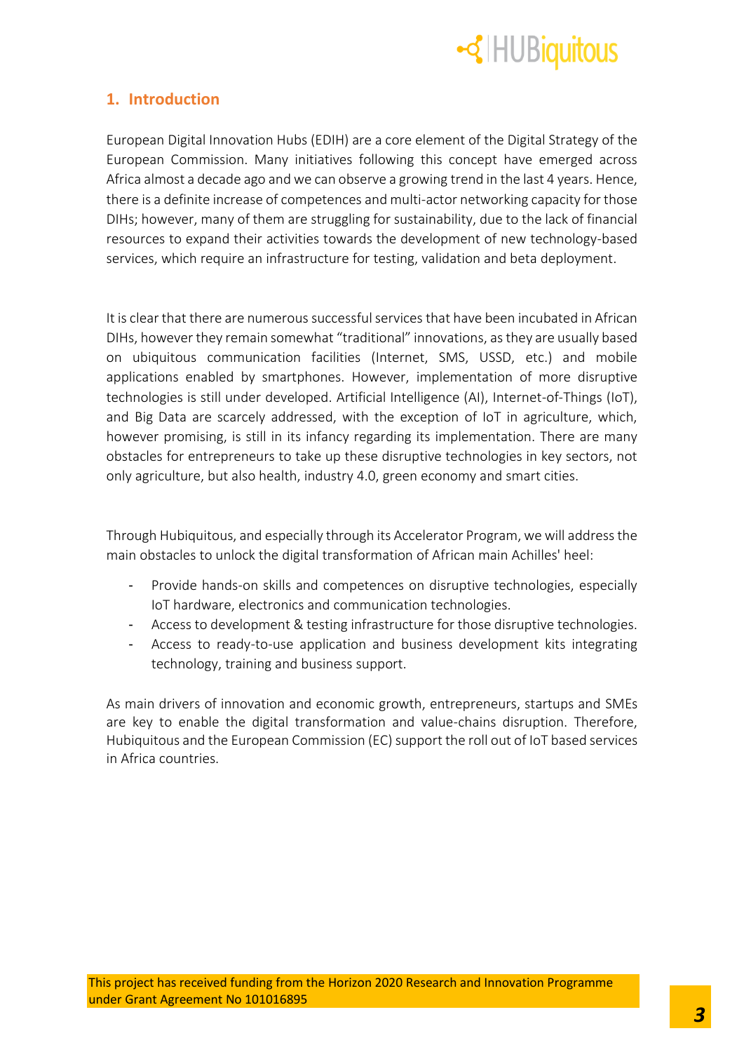## 1. Introduction

European Digital Innovation Hubs (EDIH) are a core element of the Digital Strategy of the European Commission. Many initiatives following this concept have emerged across Africa almost a decade ago and we can observe a growing trend in the last 4 years. Hence, there is a definite increase of competences and multi-actor networking capacity for those DIHs; however, many of them are struggling for sustainability, due to the lack of financial resources to expand their activities towards the development of new technology-based services, which require an infrastructure for testing, validation and beta deployment.

It is clear that there are numerous successful services that have been incubated in African DIHs, however they remain somewhat "traditional" innovations, as they are usually based on ubiquitous communication facilities (Internet, SMS, USSD, etc.) and mobile applications enabled by smartphones. However, implementation of more disruptive technologies is still under developed. Artificial Intelligence (AI), Internet-of-Things (IoT), and Big Data are scarcely addressed, with the exception of IoT in agriculture, which, however promising, is still in its infancy regarding its implementation. There are many obstacles for entrepreneurs to take up these disruptive technologies in key sectors, not only agriculture, but also health, industry 4.0, green economy and smart cities.

Through Hubiquitous, and especially through its Accelerator Program, we will address the main obstacles to unlock the digital transformation of African main Achilles' heel:

- Provide hands-on skills and competences on disruptive technologies, especially IoT hardware, electronics and communication technologies.
- Access to development & testing infrastructure for those disruptive technologies.
- Access to ready-to-use application and business development kits integrating technology, training and business support.

As main drivers of innovation and economic growth, entrepreneurs, startups and SMEs are key to enable the digital transformation and value-chains disruption. Therefore, Hubiquitous and the European Commission (EC) support the roll out of IoT based services in Africa countries.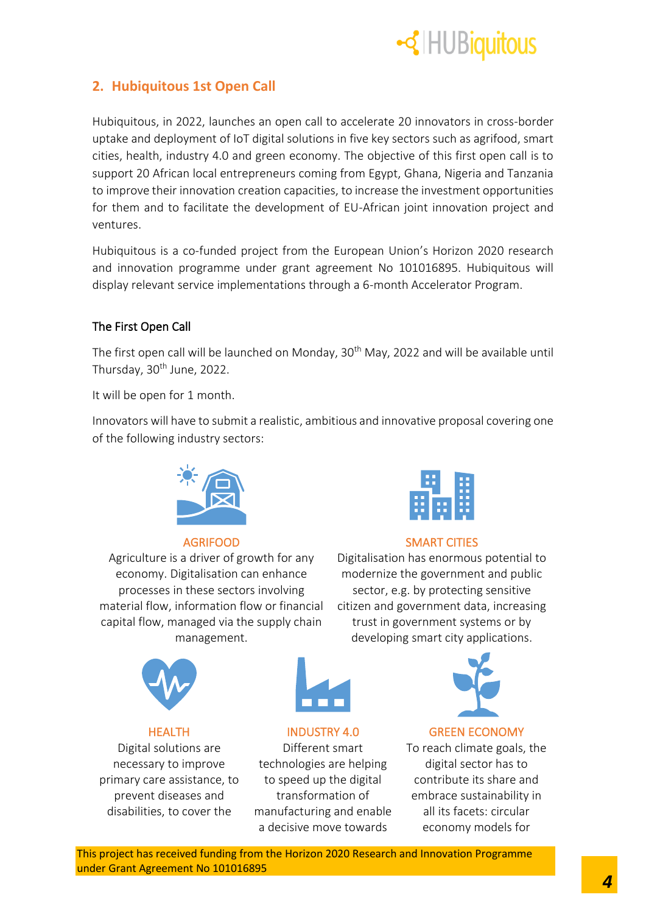## 2. Hubiquitous 1st Open Call

Hubiquitous, in 2022, launches an open call to accelerate 20 innovators in cross-border uptake and deployment of IoT digital solutions in five key sectors such as agrifood, smart cities, health, industry 4.0 and green economy. The objective of this first open call is to support 20 African local entrepreneurs coming from Egypt, Ghana, Nigeria and Tanzania to improve their innovation creation capacities, to increase the investment opportunities for them and to facilitate the development of EU-African joint innovation project and ventures.

Hubiquitous is a co-funded project from the European Union's Horizon 2020 research and innovation programme under grant agreement No 101016895. Hubiquitous will display relevant service implementations through a 6-month Accelerator Program.

### The First Open Call

The first open call will be launched on Monday, 30th May, 2022 and will be available until Thursday, 30th June, 2022.

It will be open for 1 month.

Innovators will have to submit a realistic, ambitious and innovative proposal covering one of the following industry sectors:

**AGRIFOOD**
Agriculture is a driver of growth for any economy. Digitalisation can enhance processes in these sectors involving material flow, information flow or financial capital flow, managed via the supply chain management.

**SMART CITIES**
Digitalisation has enormous potential to modernize the government and public sector, e.g. by protecting sensitive citizen and government data, increasing trust in government systems or by developing smart city applications.

**HEALTH**
Digital solutions are necessary to improve primary care assistance, to prevent diseases and disabilities, to cover the

**INDUSTRY 4.0**
Different smart technologies are helping to speed up the digital transformation of manufacturing and enable a decisive move towards

**GREEN ECONOMY**
To reach climate goals, the digital sector has to contribute its share and embrace sustainability in all its facets: circular economy models for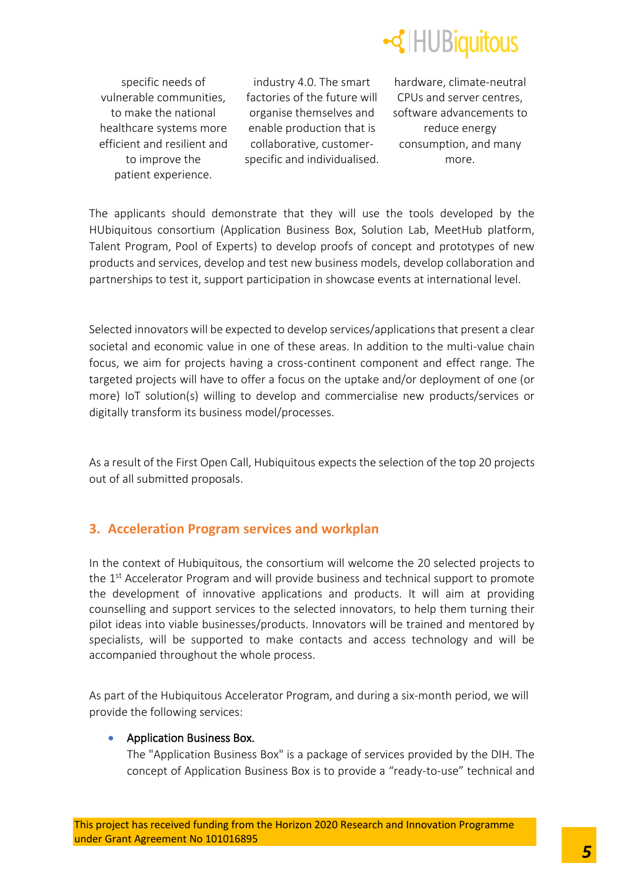specific needs of vulnerable communities, to make the national healthcare systems more efficient and resilient and to improve the patient experience.

industry 4.0. The smart factories of the future will organise themselves and enable production that is collaborative, customer-specific and individualised.

hardware, climate-neutral CPUs and server centres, software advancements to reduce energy consumption, and many more.

The applicants should demonstrate that they will use the tools developed by the HUbiquitous consortium (Application Business Box, Solution Lab, MeetHub platform, Talent Program, Pool of Experts) to develop proofs of concept and prototypes of new products and services, develop and test new business models, develop collaboration and partnerships to test it, support participation in showcase events at international level.

Selected innovators will be expected to develop services/applications that present a clear societal and economic value in one of these areas. In addition to the multi-value chain focus, we aim for projects having a cross-continent component and effect range. The targeted projects will have to offer a focus on the uptake and/or deployment of one (or more) IoT solution(s) willing to develop and commercialise new products/services or digitally transform its business model/processes.

As a result of the First Open Call, Hubiquitous expects the selection of the top 20 projects out of all submitted proposals.

## 3. Acceleration Program services and workplan

In the context of Hubiquitous, the consortium will welcome the 20 selected projects to the 1st Accelerator Program and will provide business and technical support to promote the development of innovative applications and products. It will aim at providing counselling and support services to the selected innovators, to help them turning their pilot ideas into viable businesses/products. Innovators will be trained and mentored by specialists, will be supported to make contacts and access technology and will be accompanied throughout the whole process.

As part of the Hubiquitous Accelerator Program, and during a six-month period, we will provide the following services:

- Application Business Box.
  The "Application Business Box" is a package of services provided by the DIH. The concept of Application Business Box is to provide a "ready-to-use" technical and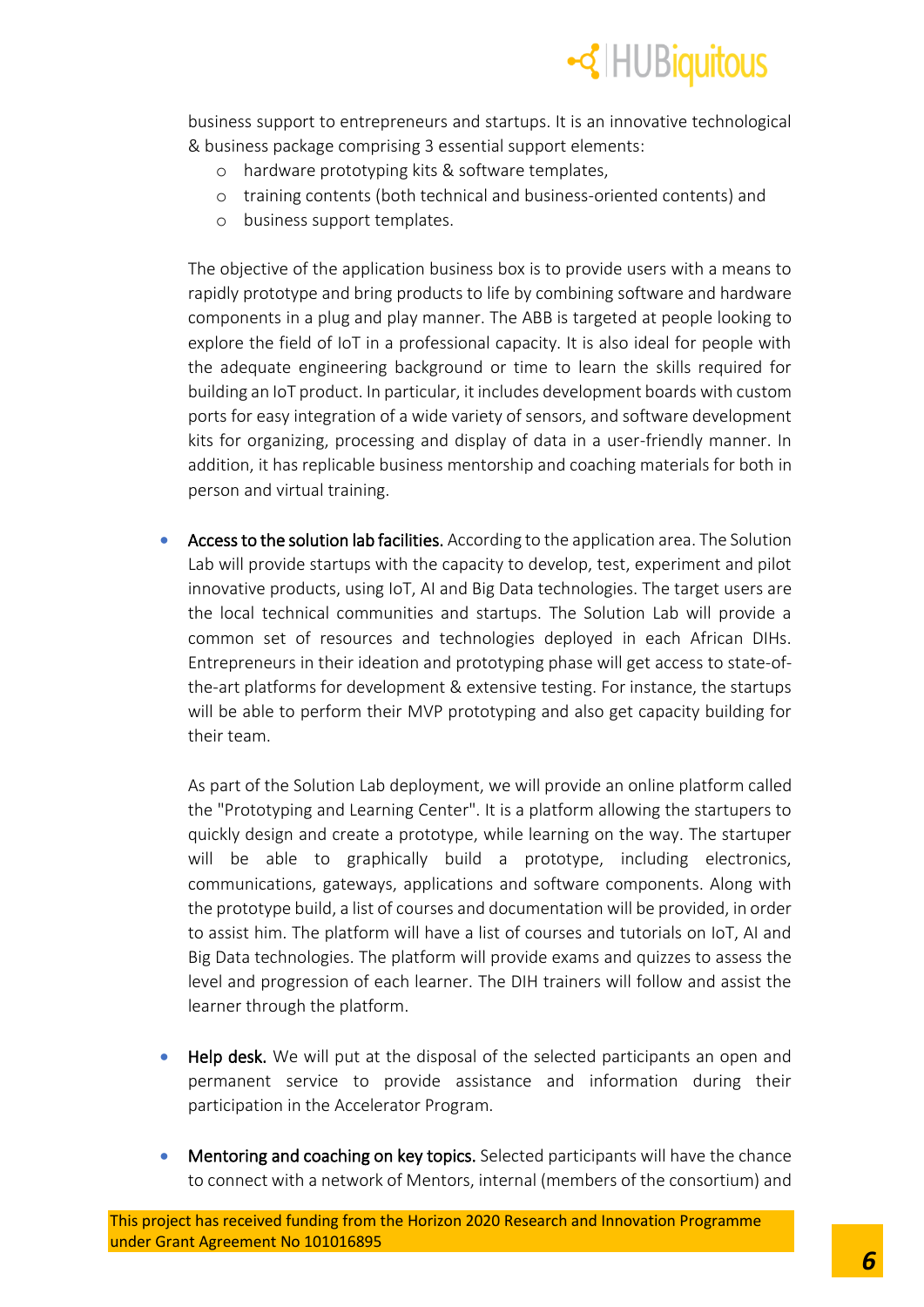business support to entrepreneurs and startups. It is an innovative technological & business package comprising 3 essential support elements:

- hardware prototyping kits & software templates,
- training contents (both technical and business-oriented contents) and
- business support templates.

The objective of the application business box is to provide users with a means to rapidly prototype and bring products to life by combining software and hardware components in a plug and play manner. The ABB is targeted at people looking to explore the field of IoT in a professional capacity. It is also ideal for people with the adequate engineering background or time to learn the skills required for building an IoT product. In particular, it includes development boards with custom ports for easy integration of a wide variety of sensors, and software development kits for organizing, processing and display of data in a user-friendly manner. In addition, it has replicable business mentorship and coaching materials for both in person and virtual training.

- Access to the solution lab facilities. According to the application area. The Solution Lab will provide startups with the capacity to develop, test, experiment and pilot innovative products, using IoT, AI and Big Data technologies. The target users are the local technical communities and startups. The Solution Lab will provide a common set of resources and technologies deployed in each African DIHs. Entrepreneurs in their ideation and prototyping phase will get access to state-of-the-art platforms for development & extensive testing. For instance, the startups will be able to perform their MVP prototyping and also get capacity building for their team.

  As part of the Solution Lab deployment, we will provide an online platform called the "Prototyping and Learning Center". It is a platform allowing the startupers to quickly design and create a prototype, while learning on the way. The startuper will be able to graphically build a prototype, including electronics, communications, gateways, applications and software components. Along with the prototype build, a list of courses and documentation will be provided, in order to assist him. The platform will have a list of courses and tutorials on IoT, AI and Big Data technologies. The platform will provide exams and quizzes to assess the level and progression of each learner. The DIH trainers will follow and assist the learner through the platform.

- Help desk. We will put at the disposal of the selected participants an open and permanent service to provide assistance and information during their participation in the Accelerator Program.

- Mentoring and coaching on key topics. Selected participants will have the chance to connect with a network of Mentors, internal (members of the consortium) and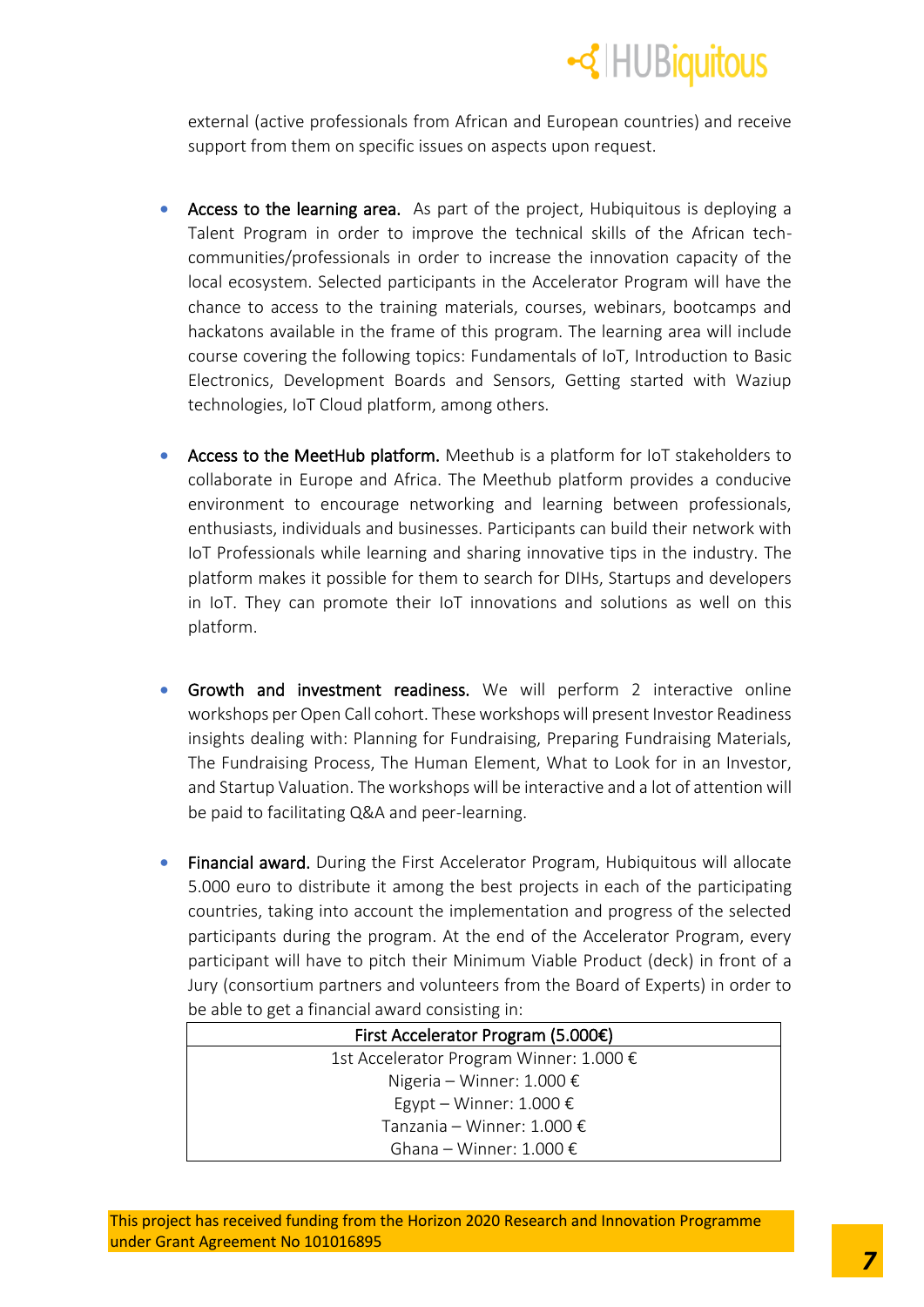external (active professionals from African and European countries) and receive support from them on specific issues on aspects upon request.

- **Access to the learning area.** As part of the project, Hubiquitous is deploying a Talent Program in order to improve the technical skills of the African tech-communities/professionals in order to increase the innovation capacity of the local ecosystem. Selected participants in the Accelerator Program will have the chance to access to the training materials, courses, webinars, bootcamps and hackatons available in the frame of this program. The learning area will include course covering the following topics: Fundamentals of IoT, Introduction to Basic Electronics, Development Boards and Sensors, Getting started with Waziup technologies, IoT Cloud platform, among others.

- **Access to the MeetHub platform.** Meethub is a platform for IoT stakeholders to collaborate in Europe and Africa. The Meethub platform provides a conducive environment to encourage networking and learning between professionals, enthusiasts, individuals and businesses. Participants can build their network with IoT Professionals while learning and sharing innovative tips in the industry. The platform makes it possible for them to search for DIHs, Startups and developers in IoT. They can promote their IoT innovations and solutions as well on this platform.

- **Growth and investment readiness.** We will perform 2 interactive online workshops per Open Call cohort. These workshops will present Investor Readiness insights dealing with: Planning for Fundraising, Preparing Fundraising Materials, The Fundraising Process, The Human Element, What to Look for in an Investor, and Startup Valuation. The workshops will be interactive and a lot of attention will be paid to facilitating Q&A and peer-learning.

- **Financial award.** During the First Accelerator Program, Hubiquitous will allocate 5.000 euro to distribute it among the best projects in each of the participating countries, taking into account the implementation and progress of the selected participants during the program. At the end of the Accelerator Program, every participant will have to pitch their Minimum Viable Product (deck) in front of a Jury (consortium partners and volunteers from the Board of Experts) in order to be able to get a financial award consisting in:

| First Accelerator Program (5.000€) |
| --- |
| 1st Accelerator Program Winner: 1.000 € |
| Nigeria – Winner: 1.000 € |
| Egypt – Winner: 1.000 € |
| Tanzania – Winner: 1.000 € |
| Ghana – Winner: 1.000 € |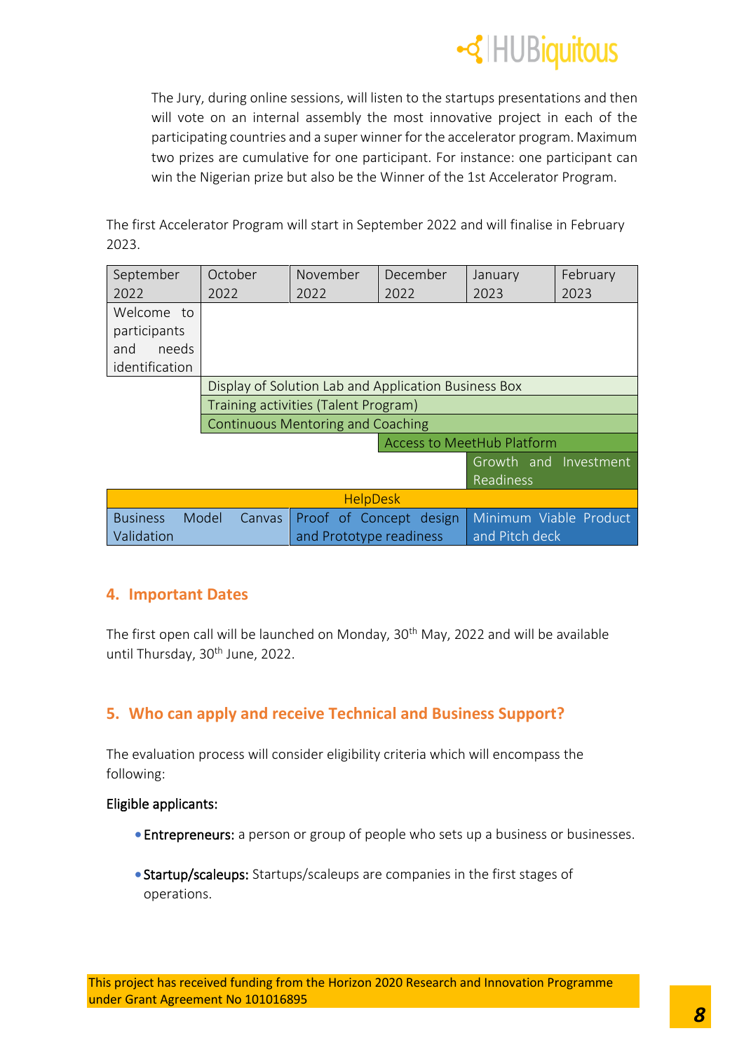The Jury, during online sessions, will listen to the startups presentations and then will vote on an internal assembly the most innovative project in each of the participating countries and a super winner for the accelerator program. Maximum two prizes are cumulative for one participant. For instance: one participant can win the Nigerian prize but also be the Winner of the 1st Accelerator Program.

The first Accelerator Program will start in September 2022 and will finalise in February 2023.

| September 2022 | October 2022 | November 2022 | December 2022 | January 2023 | February 2023 |
|---|---|---|---|---|---|
| Welcome to participants and needs identification | | | | | |
| | Display of Solution Lab and Application Business Box | | | | |
| | Training activities (Talent Program) | | | | |
| | Continuous Mentoring and Coaching | | | | |
| | | | Access to MeetHub Platform | | |
| | | | | Growth and Investment Readiness | |
| HelpDesk | | | | | |
| Business Model Canvas Validation | | Proof of Concept design and Prototype readiness | | Minimum Viable Product and Pitch deck | |

## 4. Important Dates

The first open call will be launched on Monday, 30th May, 2022 and will be available until Thursday, 30th June, 2022.

## 5. Who can apply and receive Technical and Business Support?

The evaluation process will consider eligibility criteria which will encompass the following:

Eligible applicants:

- Entrepreneurs: a person or group of people who sets up a business or businesses.
- Startup/scaleups: Startups/scaleups are companies in the first stages of operations.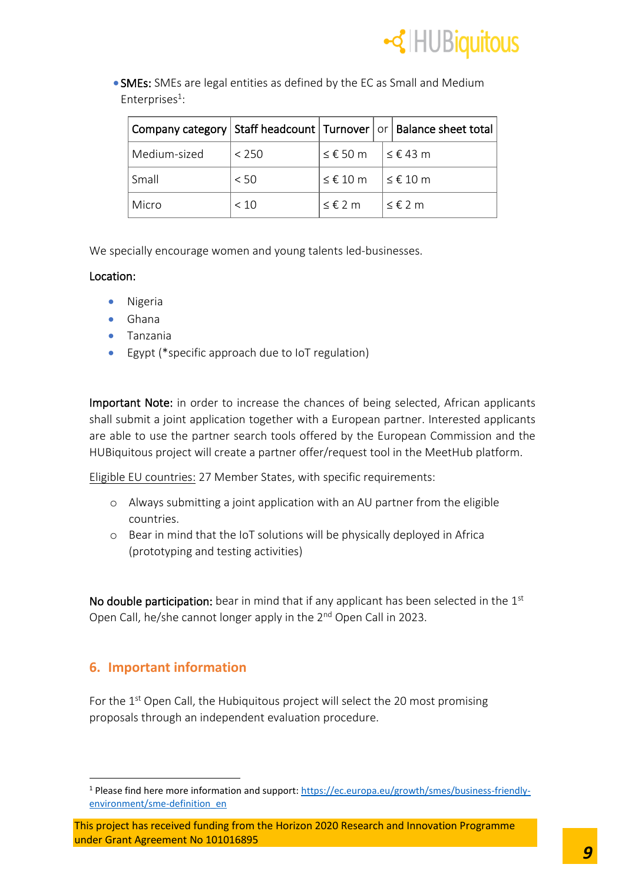- **SMEs:** SMEs are legal entities as defined by the EC as Small and Medium Enterprises[1]:

| Company category | Staff headcount | Turnover | or | Balance sheet total |
|---|---|---|---|---|
| Medium-sized | < 250 | ≤ € 50 m | | ≤ € 43 m |
| Small | < 50 | ≤ € 10 m | | ≤ € 10 m |
| Micro | < 10 | ≤ € 2 m | | ≤ € 2 m |

We specially encourage women and young talents led-businesses.

Location:

- Nigeria
- Ghana
- Tanzania
- Egypt (*specific approach due to IoT regulation)

**Important Note:** in order to increase the chances of being selected, African applicants shall submit a joint application together with a European partner. Interested applicants are able to use the partner search tools offered by the European Commission and the HUBiquitous project will create a partner offer/request tool in the MeetHub platform.

Eligible EU countries: 27 Member States, with specific requirements:

- Always submitting a joint application with an AU partner from the eligible countries.
- Bear in mind that the IoT solutions will be physically deployed in Africa (prototyping and testing activities)

**No double participation:** bear in mind that if any applicant has been selected in the 1st Open Call, he/she cannot longer apply in the 2nd Open Call in 2023.

## 6. Important information

For the 1st Open Call, the Hubiquitous project will select the 20 most promising proposals through an independent evaluation procedure.

[1] Please find here more information and support: https://ec.europa.eu/growth/smes/business-friendly-environment/sme-definition_en

This project has received funding from the Horizon 2020 Research and Innovation Programme under Grant Agreement No 101016895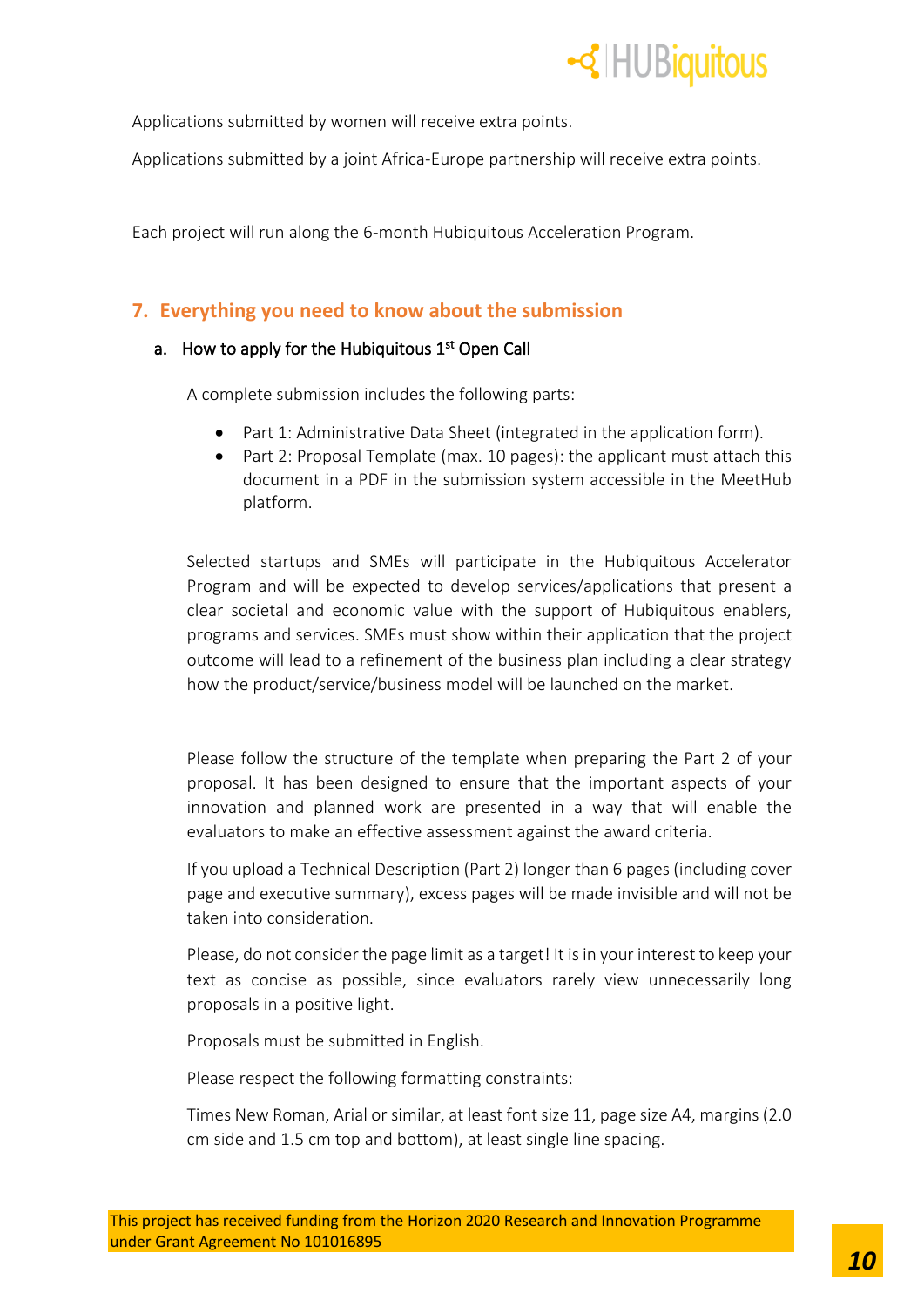Applications submitted by women will receive extra points.

Applications submitted by a joint Africa-Europe partnership will receive extra points.

Each project will run along the 6-month Hubiquitous Acceleration Program.

## 7. Everything you need to know about the submission

### a. How to apply for the Hubiquitous 1st Open Call

A complete submission includes the following parts:

- Part 1: Administrative Data Sheet (integrated in the application form).
- Part 2: Proposal Template (max. 10 pages): the applicant must attach this document in a PDF in the submission system accessible in the MeetHub platform.

Selected startups and SMEs will participate in the Hubiquitous Accelerator Program and will be expected to develop services/applications that present a clear societal and economic value with the support of Hubiquitous enablers, programs and services. SMEs must show within their application that the project outcome will lead to a refinement of the business plan including a clear strategy how the product/service/business model will be launched on the market.

Please follow the structure of the template when preparing the Part 2 of your proposal. It has been designed to ensure that the important aspects of your innovation and planned work are presented in a way that will enable the evaluators to make an effective assessment against the award criteria.

If you upload a Technical Description (Part 2) longer than 6 pages (including cover page and executive summary), excess pages will be made invisible and will not be taken into consideration.

Please, do not consider the page limit as a target! It is in your interest to keep your text as concise as possible, since evaluators rarely view unnecessarily long proposals in a positive light.

Proposals must be submitted in English.

Please respect the following formatting constraints:

Times New Roman, Arial or similar, at least font size 11, page size A4, margins (2.0 cm side and 1.5 cm top and bottom), at least single line spacing.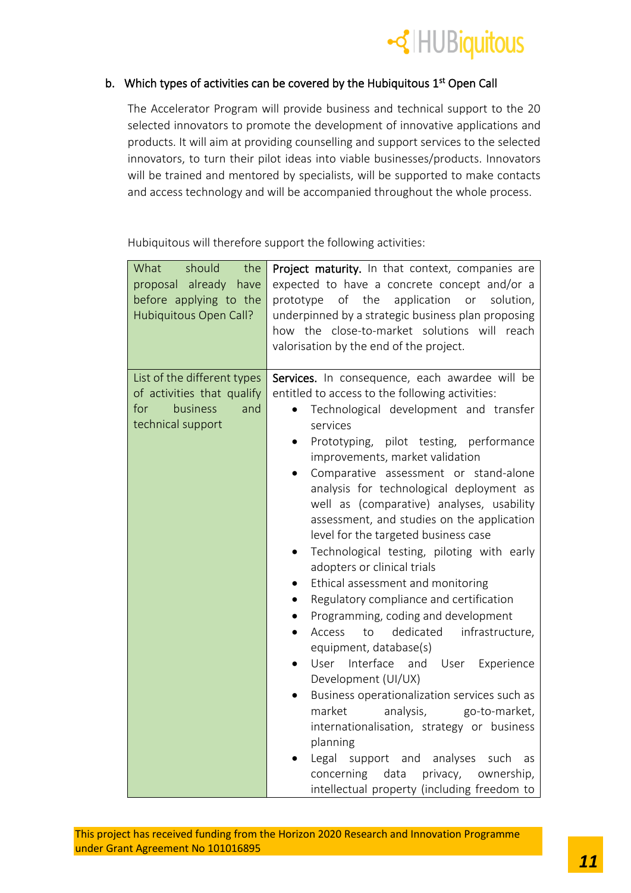### b. Which types of activities can be covered by the Hubiquitous 1st Open Call

The Accelerator Program will provide business and technical support to the 20 selected innovators to promote the development of innovative applications and products. It will aim at providing counselling and support services to the selected innovators, to turn their pilot ideas into viable businesses/products. Innovators will be trained and mentored by specialists, will be supported to make contacts and access technology and will be accompanied throughout the whole process.

Hubiquitous will therefore support the following activities:

| | |
|---|---|
| What should the proposal already have before applying to the Hubiquitous Open Call? | **Project maturity.** In that context, companies are expected to have a concrete concept and/or a prototype of the application or solution, underpinned by a strategic business plan proposing how the close-to-market solutions will reach valorisation by the end of the project. |
| List of the different types of activities that qualify for business and technical support | **Services.** In consequence, each awardee will be entitled to access to the following activities:<br>• Technological development and transfer services<br>• Prototyping, pilot testing, performance improvements, market validation<br>• Comparative assessment or stand-alone analysis for technological deployment as well as (comparative) analyses, usability assessment, and studies on the application level for the targeted business case<br>• Technological testing, piloting with early adopters or clinical trials<br>• Ethical assessment and monitoring<br>• Regulatory compliance and certification<br>• Programming, coding and development<br>• Access to dedicated infrastructure, equipment, database(s)<br>• User Interface and User Experience Development (UI/UX)<br>• Business operationalization services such as market analysis, go-to-market, internationalisation, strategy or business planning<br>• Legal support and analyses such as concerning data privacy, ownership, intellectual property (including freedom to |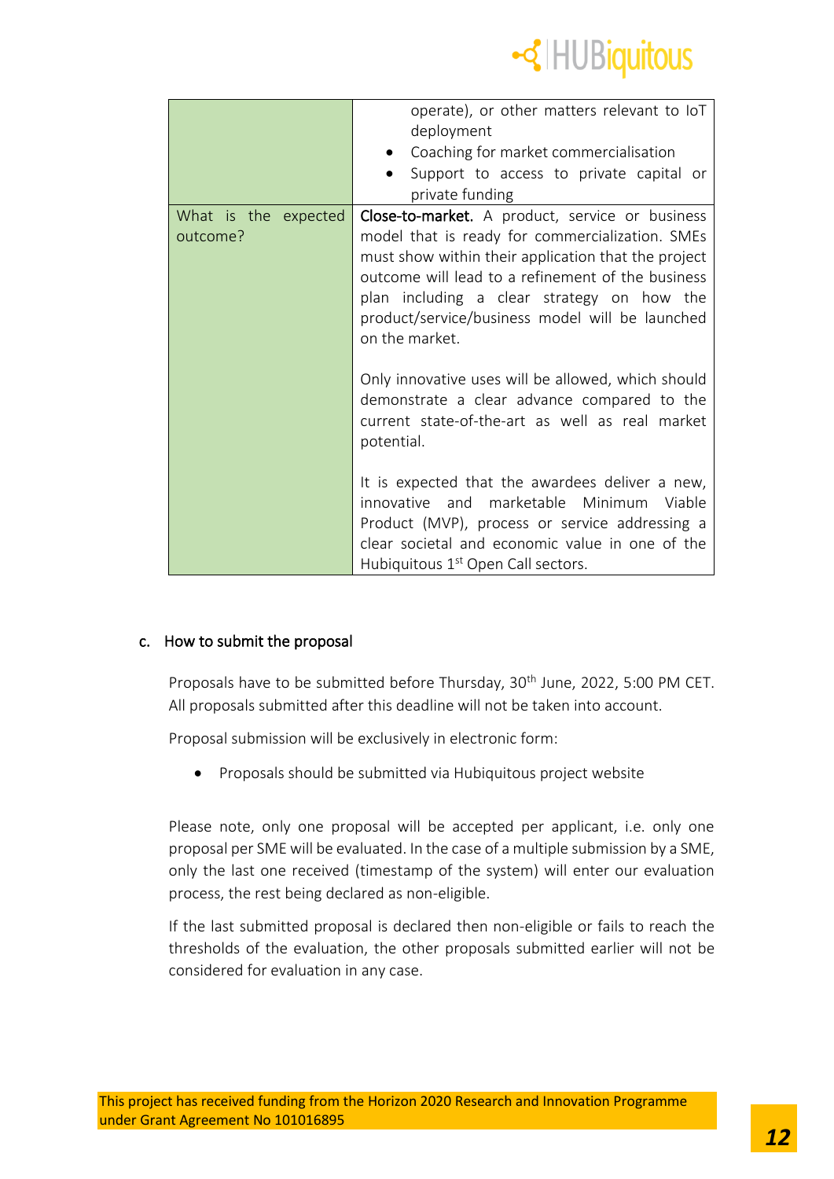| | |
|---|---|
| | operate), or other matters relevant to IoT deployment<br>• Coaching for market commercialisation<br>• Support to access to private capital or private funding |
| What is the expected outcome? | **Close-to-market.** A product, service or business model that is ready for commercialization. SMEs must show within their application that the project outcome will lead to a refinement of the business plan including a clear strategy on how the product/service/business model will be launched on the market.<br><br>Only innovative uses will be allowed, which should demonstrate a clear advance compared to the current state-of-the-art as well as real market potential.<br><br>It is expected that the awardees deliver a new, innovative and marketable Minimum Viable Product (MVP), process or service addressing a clear societal and economic value in one of the Hubiquitous 1st Open Call sectors. |

### c. How to submit the proposal

Proposals have to be submitted before Thursday, 30th June, 2022, 5:00 PM CET. All proposals submitted after this deadline will not be taken into account.

Proposal submission will be exclusively in electronic form:

- Proposals should be submitted via Hubiquitous project website

Please note, only one proposal will be accepted per applicant, i.e. only one proposal per SME will be evaluated. In the case of a multiple submission by a SME, only the last one received (timestamp of the system) will enter our evaluation process, the rest being declared as non-eligible.

If the last submitted proposal is declared then non-eligible or fails to reach the thresholds of the evaluation, the other proposals submitted earlier will not be considered for evaluation in any case.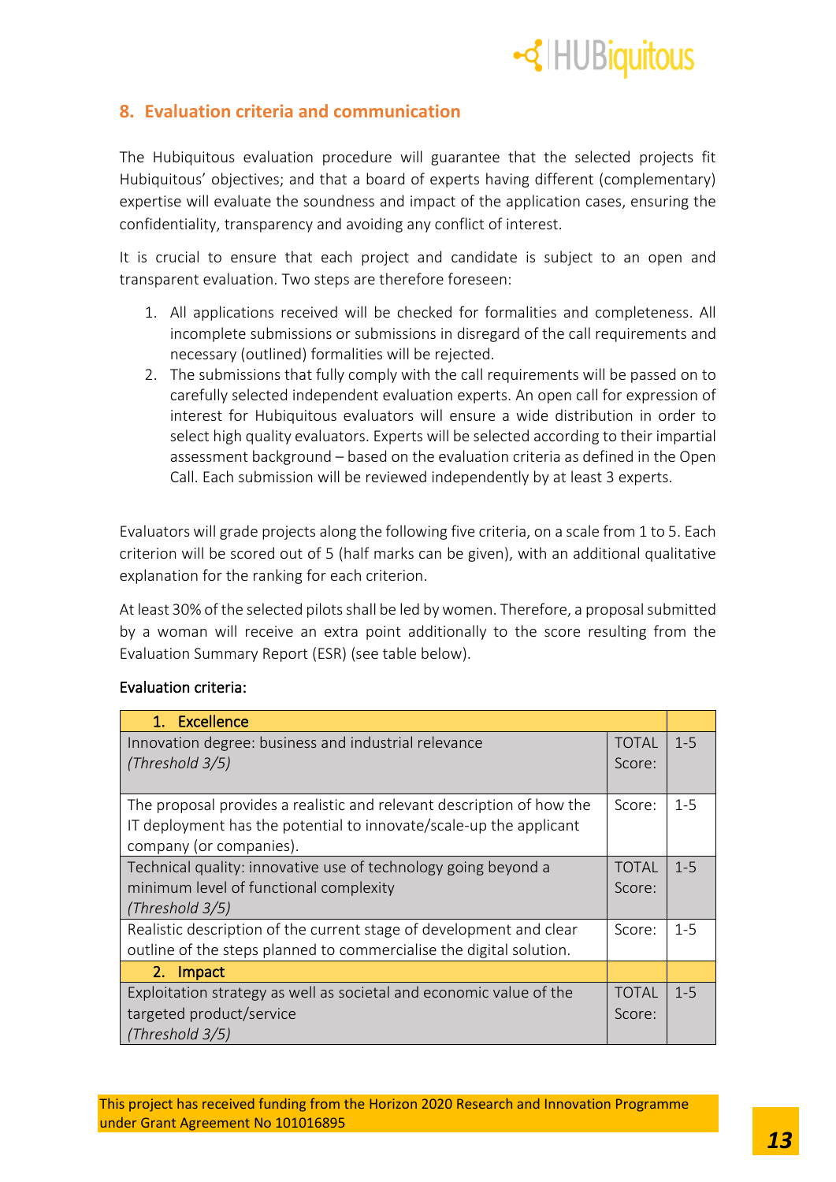## 8. Evaluation criteria and communication

The Hubiquitous evaluation procedure will guarantee that the selected projects fit Hubiquitous' objectives; and that a board of experts having different (complementary) expertise will evaluate the soundness and impact of the application cases, ensuring the confidentiality, transparency and avoiding any conflict of interest.

It is crucial to ensure that each project and candidate is subject to an open and transparent evaluation. Two steps are therefore foreseen:

1. All applications received will be checked for formalities and completeness. All incomplete submissions or submissions in disregard of the call requirements and necessary (outlined) formalities will be rejected.
2. The submissions that fully comply with the call requirements will be passed on to carefully selected independent evaluation experts. An open call for expression of interest for Hubiquitous evaluators will ensure a wide distribution in order to select high quality evaluators. Experts will be selected according to their impartial assessment background – based on the evaluation criteria as defined in the Open Call. Each submission will be reviewed independently by at least 3 experts.

Evaluators will grade projects along the following five criteria, on a scale from 1 to 5. Each criterion will be scored out of 5 (half marks can be given), with an additional qualitative explanation for the ranking for each criterion.

At least 30% of the selected pilots shall be led by women. Therefore, a proposal submitted by a woman will receive an extra point additionally to the score resulting from the Evaluation Summary Report (ESR) (see table below).

Evaluation criteria:

| 1. Excellence | | |
|---|---|---|
| Innovation degree: business and industrial relevance<br>*(Threshold 3/5)* | TOTAL Score: | 1-5 |
| The proposal provides a realistic and relevant description of how the IT deployment has the potential to innovate/scale-up the applicant company (or companies). | Score: | 1-5 |
| Technical quality: innovative use of technology going beyond a minimum level of functional complexity<br>*(Threshold 3/5)* | TOTAL Score: | 1-5 |
| Realistic description of the current stage of development and clear outline of the steps planned to commercialise the digital solution. | Score: | 1-5 |
| **2. Impact** | | |
| Exploitation strategy as well as societal and economic value of the targeted product/service<br>*(Threshold 3/5)* | TOTAL Score: | 1-5 |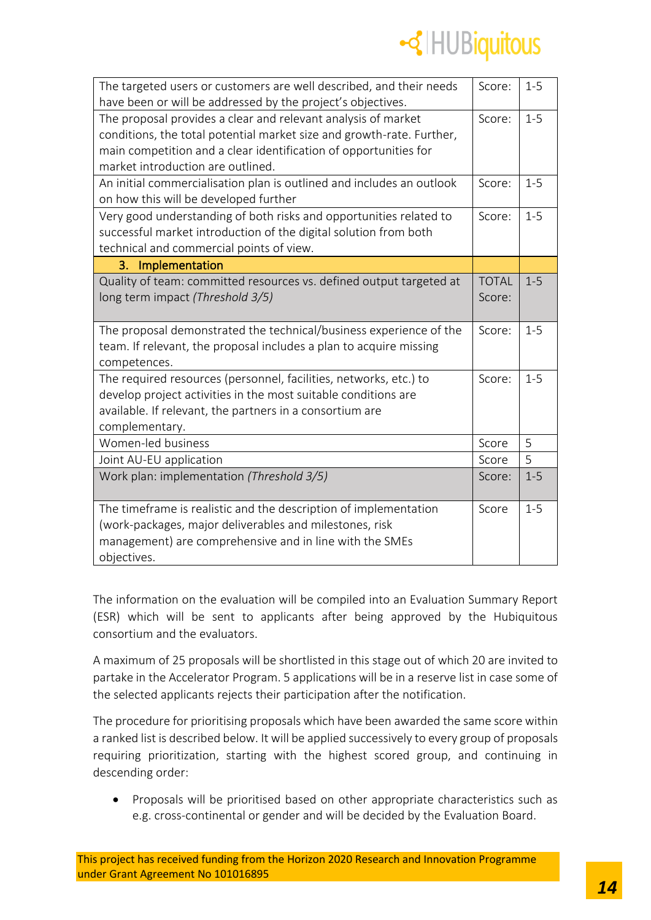| | | |
|---|---|---|
| The targeted users or customers are well described, and their needs have been or will be addressed by the project's objectives. | Score: | 1-5 |
| The proposal provides a clear and relevant analysis of market conditions, the total potential market size and growth-rate. Further, main competition and a clear identification of opportunities for market introduction are outlined. | Score: | 1-5 |
| An initial commercialisation plan is outlined and includes an outlook on how this will be developed further | Score: | 1-5 |
| Very good understanding of both risks and opportunities related to successful market introduction of the digital solution from both technical and commercial points of view. | Score: | 1-5 |
| **3. Implementation** | | |
| Quality of team: committed resources vs. defined output targeted at long term impact *(Threshold 3/5)* | TOTAL Score: | 1-5 |
| The proposal demonstrated the technical/business experience of the team. If relevant, the proposal includes a plan to acquire missing competences. | Score: | 1-5 |
| The required resources (personnel, facilities, networks, etc.) to develop project activities in the most suitable conditions are available. If relevant, the partners in a consortium are complementary. | Score: | 1-5 |
| Women-led business | Score | 5 |
| Joint AU-EU application | Score | 5 |
| Work plan: implementation *(Threshold 3/5)* | Score: | 1-5 |
| The timeframe is realistic and the description of implementation (work-packages, major deliverables and milestones, risk management) are comprehensive and in line with the SMEs objectives. | Score | 1-5 |

The information on the evaluation will be compiled into an Evaluation Summary Report (ESR) which will be sent to applicants after being approved by the Hubiquitous consortium and the evaluators.

A maximum of 25 proposals will be shortlisted in this stage out of which 20 are invited to partake in the Accelerator Program. 5 applications will be in a reserve list in case some of the selected applicants rejects their participation after the notification.

The procedure for prioritising proposals which have been awarded the same score within a ranked list is described below. It will be applied successively to every group of proposals requiring prioritization, starting with the highest scored group, and continuing in descending order:

- Proposals will be prioritised based on other appropriate characteristics such as e.g. cross-continental or gender and will be decided by the Evaluation Board.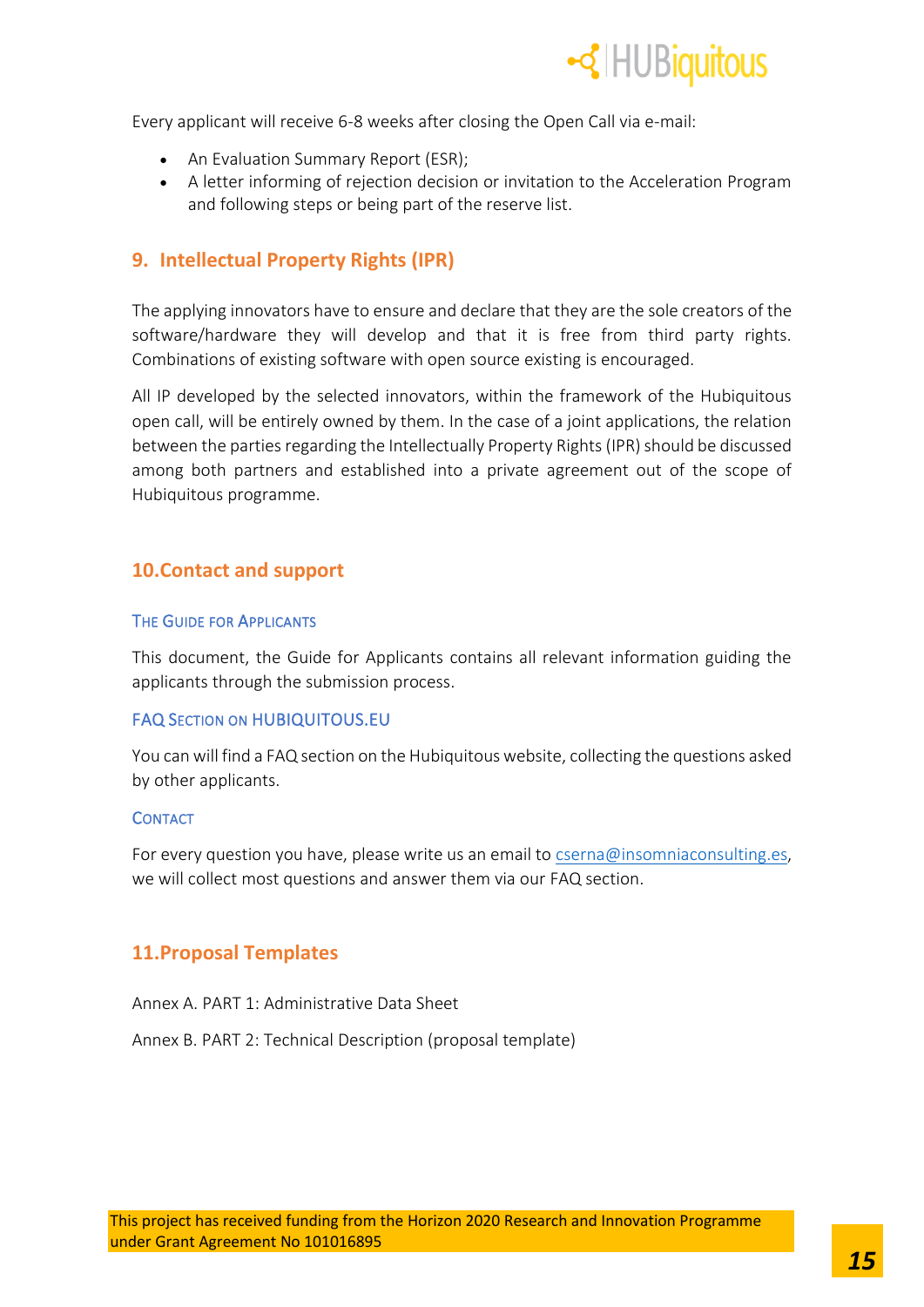Every applicant will receive 6-8 weeks after closing the Open Call via e-mail:

- An Evaluation Summary Report (ESR);
- A letter informing of rejection decision or invitation to the Acceleration Program and following steps or being part of the reserve list.

## 9. Intellectual Property Rights (IPR)

The applying innovators have to ensure and declare that they are the sole creators of the software/hardware they will develop and that it is free from third party rights. Combinations of existing software with open source existing is encouraged.

All IP developed by the selected innovators, within the framework of the Hubiquitous open call, will be entirely owned by them. In the case of a joint applications, the relation between the parties regarding the Intellectually Property Rights (IPR) should be discussed among both partners and established into a private agreement out of the scope of Hubiquitous programme.

## 10. Contact and support

### The Guide for Applicants

This document, the Guide for Applicants contains all relevant information guiding the applicants through the submission process.

### FAQ Section on HUBIQUITOUS.EU

You can will find a FAQ section on the Hubiquitous website, collecting the questions asked by other applicants.

### Contact

For every question you have, please write us an email to cserna@insomniaconsulting.es, we will collect most questions and answer them via our FAQ section.

## 11. Proposal Templates

Annex A. PART 1: Administrative Data Sheet

Annex B. PART 2: Technical Description (proposal template)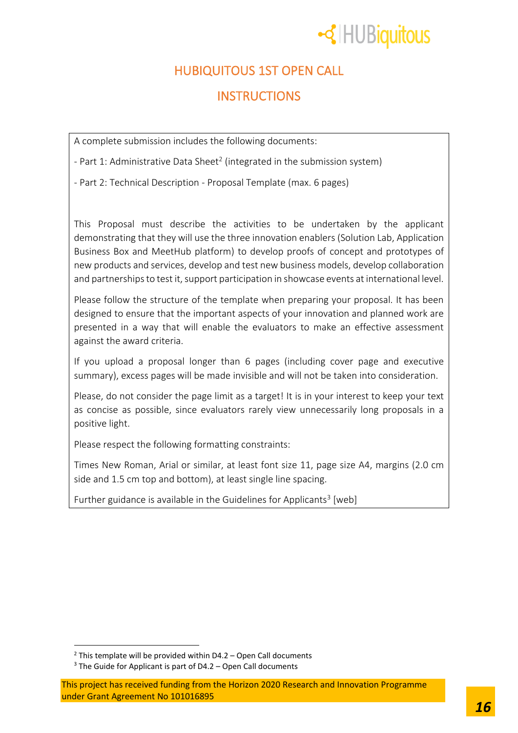## HUBIQUITOUS 1ST OPEN CALL

## INSTRUCTIONS

A complete submission includes the following documents:

- Part 1: Administrative Data Sheet[2] (integrated in the submission system)

- Part 2: Technical Description - Proposal Template (max. 6 pages)

This Proposal must describe the activities to be undertaken by the applicant demonstrating that they will use the three innovation enablers (Solution Lab, Application Business Box and MeetHub platform) to develop proofs of concept and prototypes of new products and services, develop and test new business models, develop collaboration and partnerships to test it, support participation in showcase events at international level.

Please follow the structure of the template when preparing your proposal. It has been designed to ensure that the important aspects of your innovation and planned work are presented in a way that will enable the evaluators to make an effective assessment against the award criteria.

If you upload a proposal longer than 6 pages (including cover page and executive summary), excess pages will be made invisible and will not be taken into consideration.

Please, do not consider the page limit as a target! It is in your interest to keep your text as concise as possible, since evaluators rarely view unnecessarily long proposals in a positive light.

Please respect the following formatting constraints:

Times New Roman, Arial or similar, at least font size 11, page size A4, margins (2.0 cm side and 1.5 cm top and bottom), at least single line spacing.

Further guidance is available in the Guidelines for Applicants[3] [web]

[2] This template will be provided within D4.2 – Open Call documents

[3] The Guide for Applicant is part of D4.2 – Open Call documents

This project has received funding from the Horizon 2020 Research and Innovation Programme under Grant Agreement No 101016895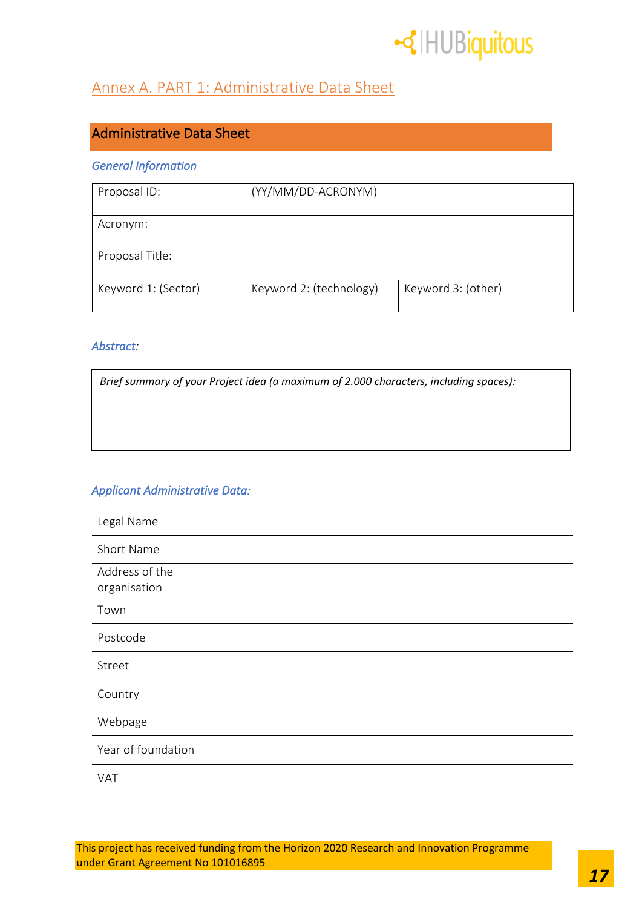## Annex A. PART 1: Administrative Data Sheet

### Administrative Data Sheet

*General Information*

| Proposal ID: | (YY/MM/DD-ACRONYM) | |
|---|---|---|
| Acronym: | | |
| Proposal Title: | | |
| Keyword 1: (Sector) | Keyword 2: (technology) | Keyword 3: (other) |

*Abstract:*

| *Brief summary of your Project idea (a maximum of 2.000 characters, including spaces):* |
|---|

*Applicant Administrative Data:*

| Legal Name | |
|---|---|
| Short Name | |
| Address of the organisation | |
| Town | |
| Postcode | |
| Street | |
| Country | |
| Webpage | |
| Year of foundation | |
| VAT | |

This project has received funding from the Horizon 2020 Research and Innovation Programme under Grant Agreement No 101016895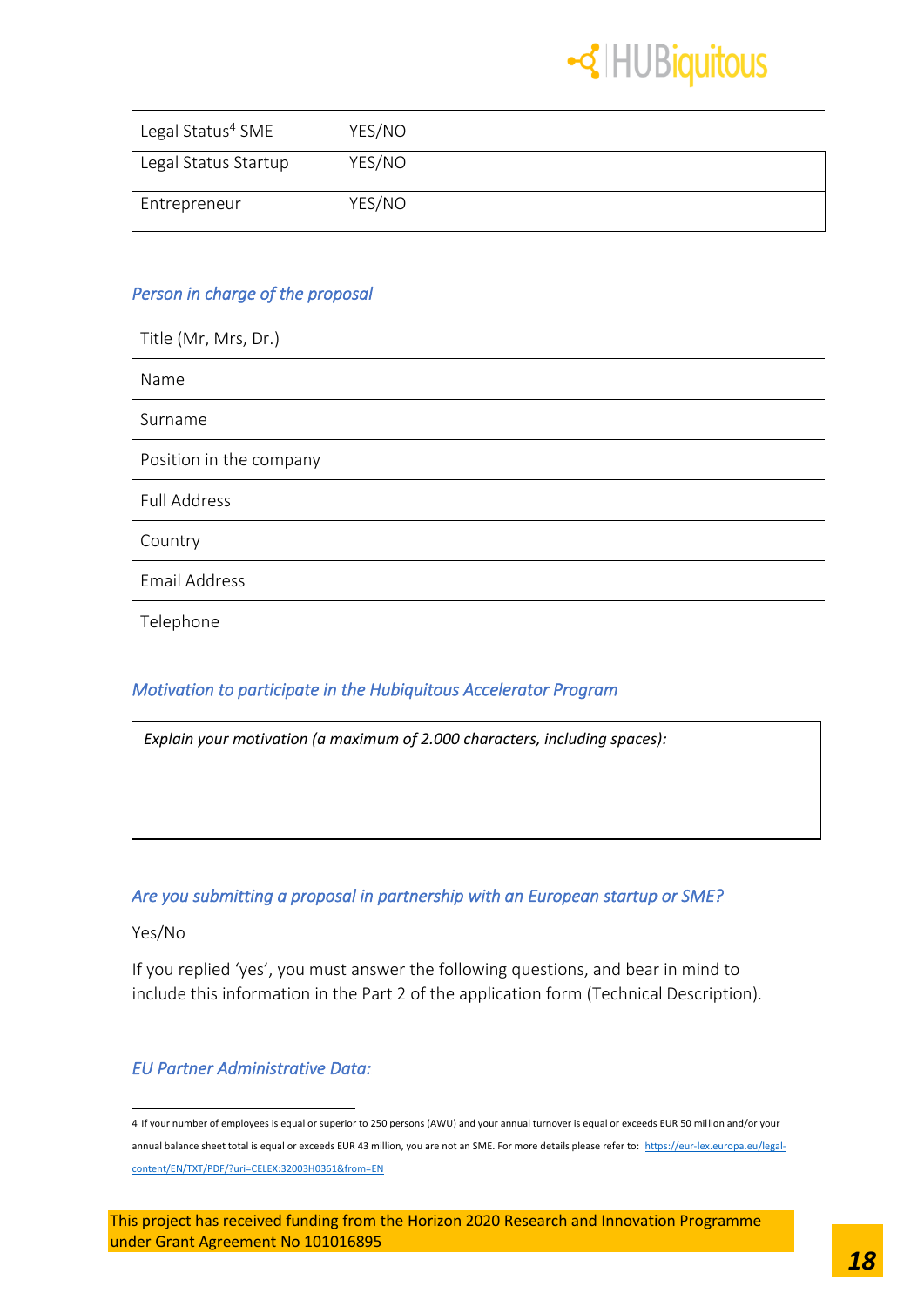| | |
|---|---|
| Legal Status[4] SME | YES/NO |
| Legal Status Startup | YES/NO |
| Entrepreneur | YES/NO |

### *Person in charge of the proposal*

| | |
|---|---|
| Title (Mr, Mrs, Dr.) | |
| Name | |
| Surname | |
| Position in the company | |
| Full Address | |
| Country | |
| Email Address | |
| Telephone | |

### *Motivation to participate in the Hubiquitous Accelerator Program*

| *Explain your motivation (a maximum of 2.000 characters, including spaces):* |
|---|
| |

### *Are you submitting a proposal in partnership with an European startup or SME?*

Yes/No

If you replied 'yes', you must answer the following questions, and bear in mind to include this information in the Part 2 of the application form (Technical Description).

### *EU Partner Administrative Data:*

---

4 If your number of employees is equal or superior to 250 persons (AWU) and your annual turnover is equal or exceeds EUR 50 million and/or your annual balance sheet total is equal or exceeds EUR 43 million, you are not an SME. For more details please refer to: https://eur-lex.europa.eu/legal-content/EN/TXT/PDF/?uri=CELEX:32003H0361&from=EN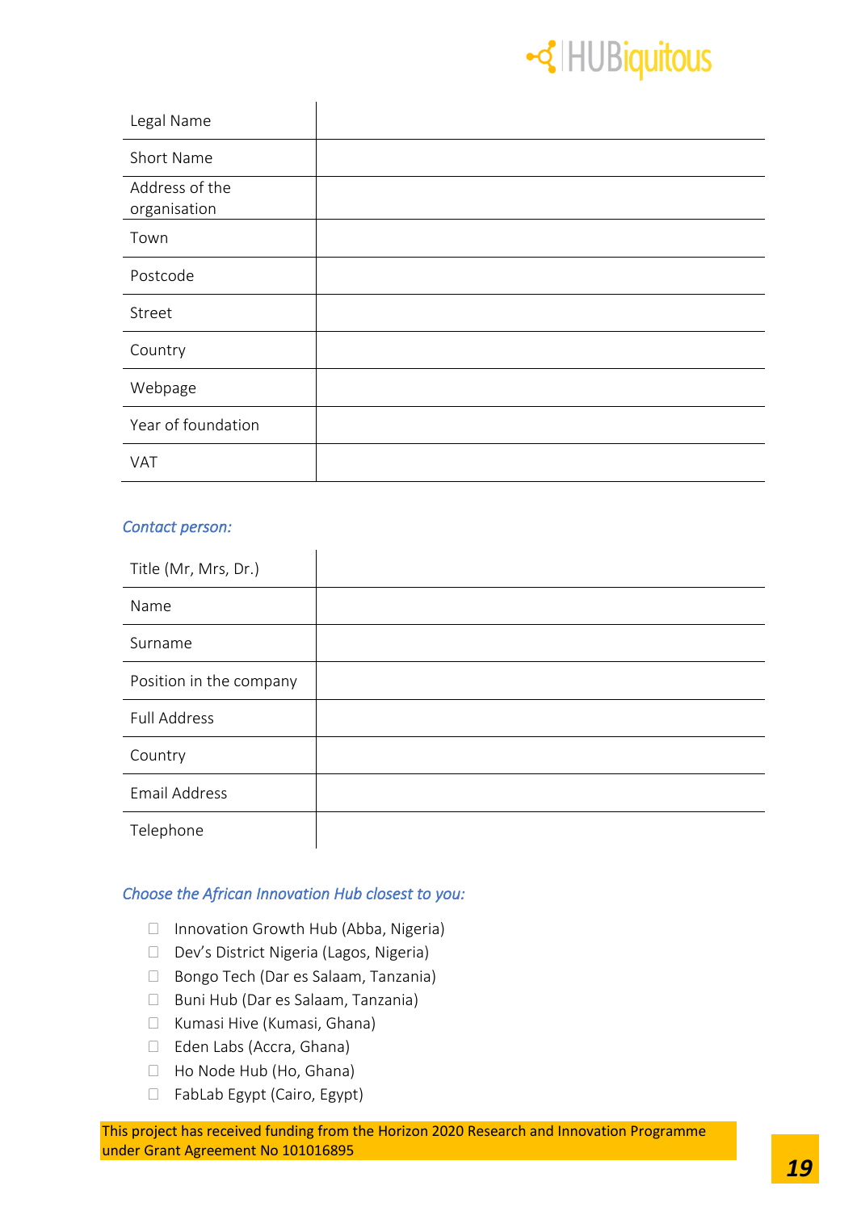| Legal Name | |
|---|---|
| Short Name | |
| Address of the organisation | |
| Town | |
| Postcode | |
| Street | |
| Country | |
| Webpage | |
| Year of foundation | |
| VAT | |

*Contact person:*

| Title (Mr, Mrs, Dr.) | |
|---|---|
| Name | |
| Surname | |
| Position in the company | |
| Full Address | |
| Country | |
| Email Address | |
| Telephone | |

*Choose the African Innovation Hub closest to you:*

- ☐ Innovation Growth Hub (Abba, Nigeria)
- ☐ Dev's District Nigeria (Lagos, Nigeria)
- ☐ Bongo Tech (Dar es Salaam, Tanzania)
- ☐ Buni Hub (Dar es Salaam, Tanzania)
- ☐ Kumasi Hive (Kumasi, Ghana)
- ☐ Eden Labs (Accra, Ghana)
- ☐ Ho Node Hub (Ho, Ghana)
- ☐ FabLab Egypt (Cairo, Egypt)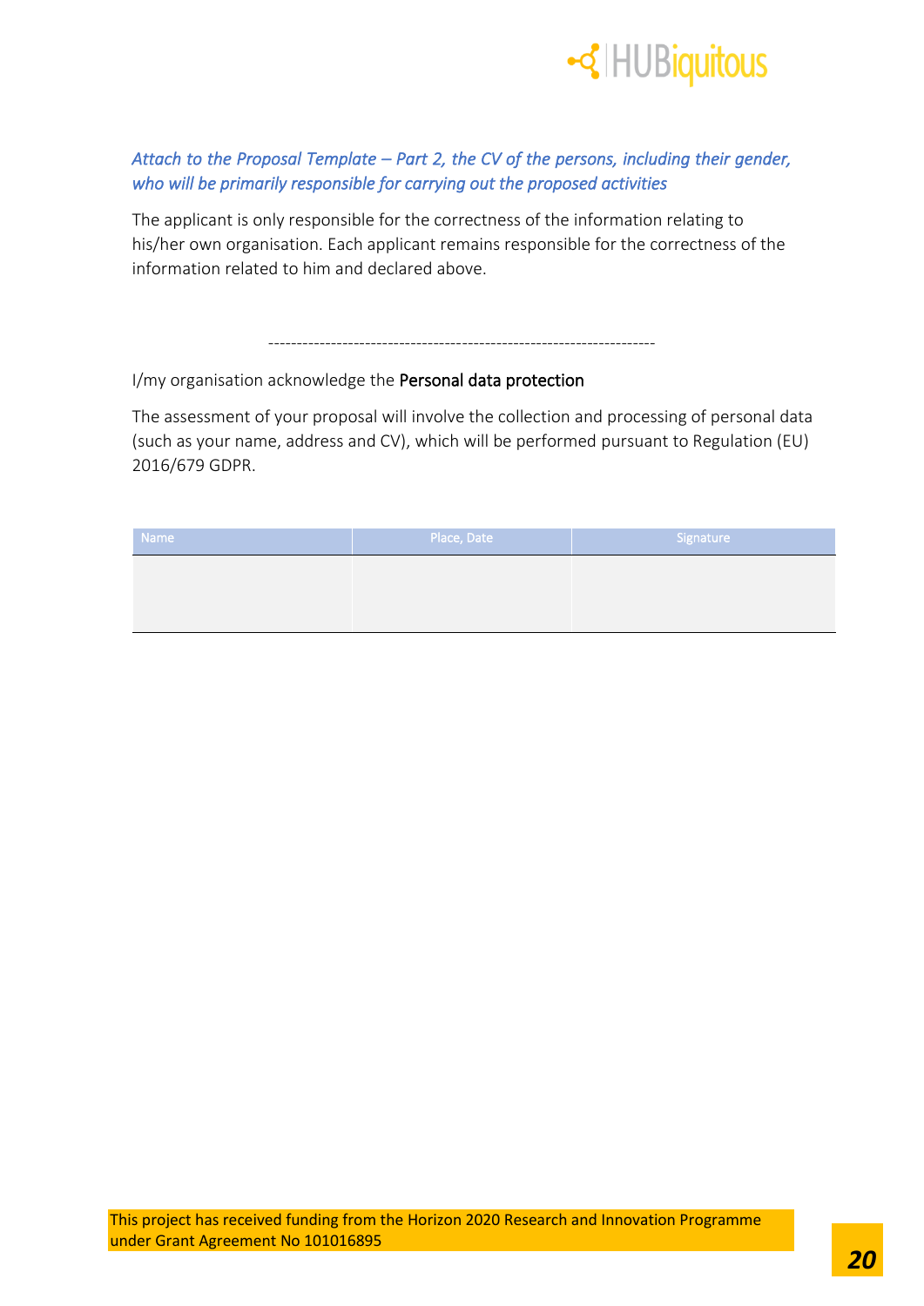*Attach to the Proposal Template – Part 2, the CV of the persons, including their gender, who will be primarily responsible for carrying out the proposed activities*

The applicant is only responsible for the correctness of the information relating to his/her own organisation. Each applicant remains responsible for the correctness of the information related to him and declared above.

--------------------------------------------------------------------

I/my organisation acknowledge the Personal data protection

The assessment of your proposal will involve the collection and processing of personal data (such as your name, address and CV), which will be performed pursuant to Regulation (EU) 2016/679 GDPR.

| Name | Place, Date | Signature |
|---|---|---|
| | | |

This project has received funding from the Horizon 2020 Research and Innovation Programme under Grant Agreement No 101016895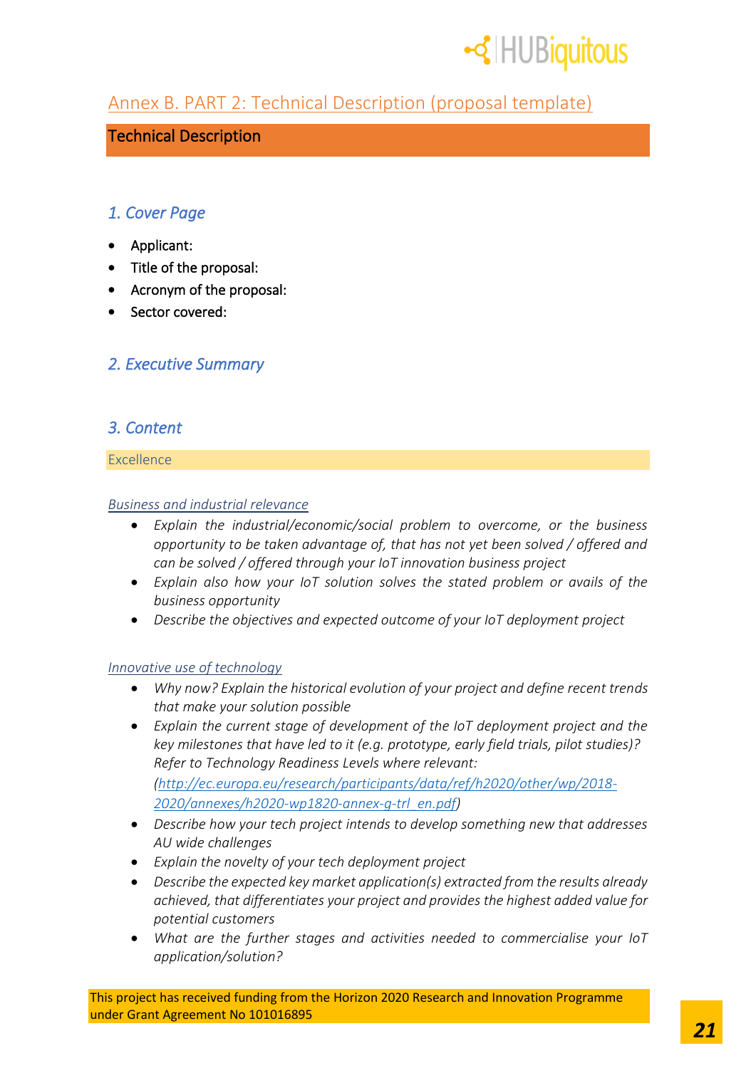## Annex B. PART 2: Technical Description (proposal template)

### Technical Description

### *1. Cover Page*

- Applicant:
- Title of the proposal:
- Acronym of the proposal:
- Sector covered:

### *2. Executive Summary*

### *3. Content*

#### Excellence

*Business and industrial relevance*

- *Explain the industrial/economic/social problem to overcome, or the business opportunity to be taken advantage of, that has not yet been solved / offered and can be solved / offered through your IoT innovation business project*
- *Explain also how your IoT solution solves the stated problem or avails of the business opportunity*
- *Describe the objectives and expected outcome of your IoT deployment project*

*Innovative use of technology*

- *Why now? Explain the historical evolution of your project and define recent trends that make your solution possible*
- *Explain the current stage of development of the IoT deployment project and the key milestones that have led to it (e.g. prototype, early field trials, pilot studies)? Refer to Technology Readiness Levels where relevant: ([http://ec.europa.eu/research/participants/data/ref/h2020/other/wp/2018-2020/annexes/h2020-wp1820-annex-g-trl_en.pdf](http://ec.europa.eu/research/participants/data/ref/h2020/other/wp/2018-2020/annexes/h2020-wp1820-annex-g-trl_en.pdf))*
- *Describe how your tech project intends to develop something new that addresses AU wide challenges*
- *Explain the novelty of your tech deployment project*
- *Describe the expected key market application(s) extracted from the results already achieved, that differentiates your project and provides the highest added value for potential customers*
- *What are the further stages and activities needed to commercialise your IoT application/solution?*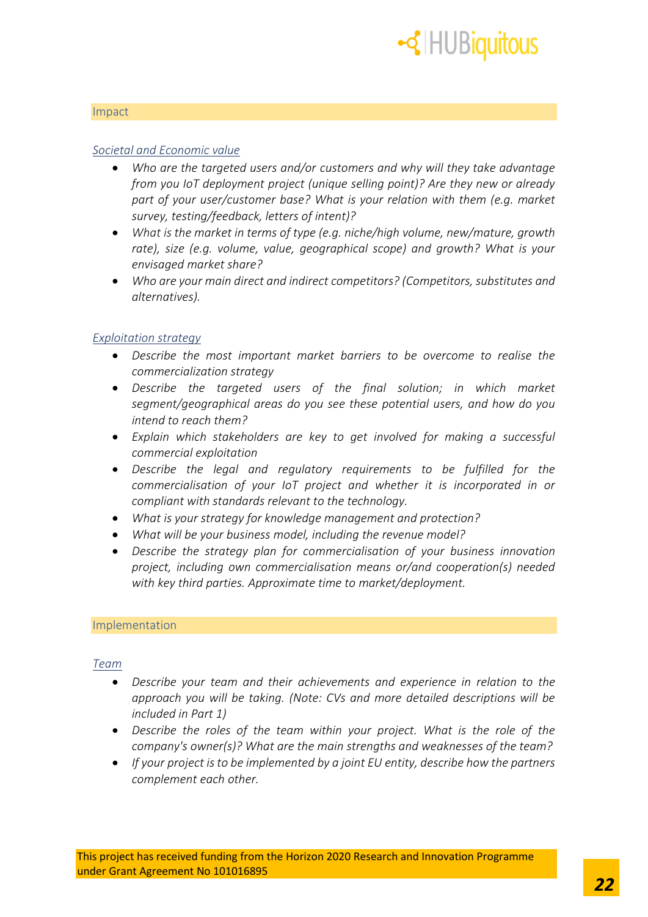## Impact

### *Societal and Economic value*

- *Who are the targeted users and/or customers and why will they take advantage from you IoT deployment project (unique selling point)? Are they new or already part of your user/customer base? What is your relation with them (e.g. market survey, testing/feedback, letters of intent)?*
- *What is the market in terms of type (e.g. niche/high volume, new/mature, growth rate), size (e.g. volume, value, geographical scope) and growth? What is your envisaged market share?*
- *Who are your main direct and indirect competitors? (Competitors, substitutes and alternatives).*

### *Exploitation strategy*

- *Describe the most important market barriers to be overcome to realise the commercialization strategy*
- *Describe the targeted users of the final solution; in which market segment/geographical areas do you see these potential users, and how do you intend to reach them?*
- *Explain which stakeholders are key to get involved for making a successful commercial exploitation*
- *Describe the legal and regulatory requirements to be fulfilled for the commercialisation of your IoT project and whether it is incorporated in or compliant with standards relevant to the technology.*
- *What is your strategy for knowledge management and protection?*
- *What will be your business model, including the revenue model?*
- *Describe the strategy plan for commercialisation of your business innovation project, including own commercialisation means or/and cooperation(s) needed with key third parties. Approximate time to market/deployment.*

## Implementation

### *Team*

- *Describe your team and their achievements and experience in relation to the approach you will be taking. (Note: CVs and more detailed descriptions will be included in Part 1)*
- *Describe the roles of the team within your project. What is the role of the company's owner(s)? What are the main strengths and weaknesses of the team?*
- *If your project is to be implemented by a joint EU entity, describe how the partners complement each other.*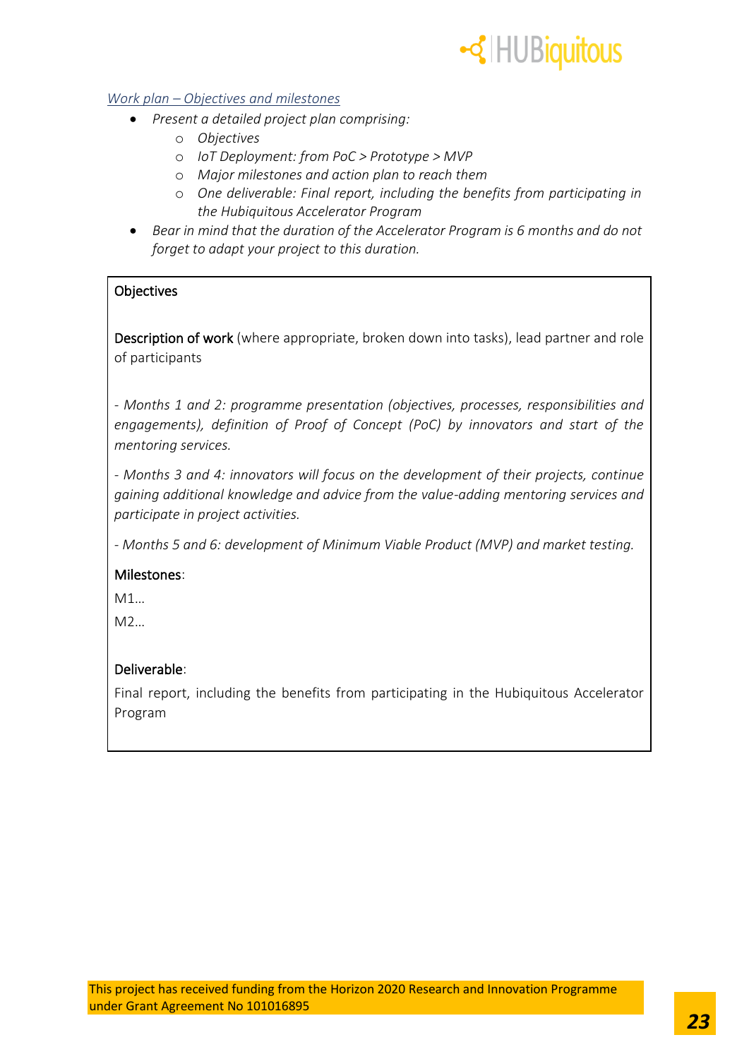*Work plan – Objectives and milestones*

- *Present a detailed project plan comprising:*
  - *Objectives*
  - *IoT Deployment: from PoC > Prototype > MVP*
  - *Major milestones and action plan to reach them*
  - *One deliverable: Final report, including the benefits from participating in the Hubiquitous Accelerator Program*
- *Bear in mind that the duration of the Accelerator Program is 6 months and do not forget to adapt your project to this duration.*

| |
|---|
| Objectives<br><br>**Description of work** (where appropriate, broken down into tasks), lead partner and role of participants<br><br>*- Months 1 and 2: programme presentation (objectives, processes, responsibilities and engagements), definition of Proof of Concept (PoC) by innovators and start of the mentoring services.*<br><br>*- Months 3 and 4: innovators will focus on the development of their projects, continue gaining additional knowledge and advice from the value-adding mentoring services and participate in project activities.*<br><br>*- Months 5 and 6: development of Minimum Viable Product (MVP) and market testing.*<br><br>**Milestones**:<br>M1…<br>M2…<br><br>**Deliverable**:<br>Final report, including the benefits from participating in the Hubiquitous Accelerator Program |

This project has received funding from the Horizon 2020 Research and Innovation Programme under Grant Agreement No 101016895